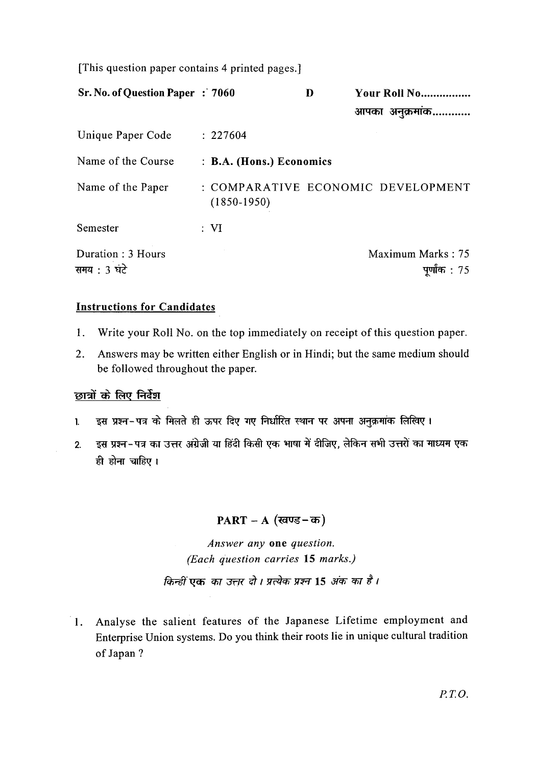[This question paper contains 4 printed pages.]

**Sr. No. of Question Paper : 7060** **D** **Your Roll No................**

आपका अनुक्रमांक............

Unique Paper Code : 227604

Name of the Course : **B.A. (Hons.) Economics**

Name of the Paper : COMPARATIVE ECONOMIC DEVELOPMENT (1850-1950)

Semester : VI

Duration : 3 Hours
समय : 3 घंटे

Maximum Marks : 75
पूर्णांक : 75

**Instructions for Candidates**

1. Write your Roll No. on the top immediately on receipt of this question paper.
2. Answers may be written either English or in Hindi; but the same medium should be followed throughout the paper.

**छात्रों के लिए निर्देश**

1. इस प्रश्न-पत्र के मिलते ही ऊपर दिए गए निर्धारित स्थान पर अपना अनुक्रमांक लिखिए।
2. इस प्रश्न-पत्र का उत्तर अंग्रेजी या हिंदी किसी एक भाषा में दीजिए, लेकिन सभी उत्तरों का माध्यम एक ही होना चाहिए।

## PART – A (खण्ड–क)

*Answer any* **one** *question.*
*(Each question carries* **15** *marks.)*

*किन्हीं* **एक** *का उत्तर दो। प्रत्येक प्रश्न* **15** *अंक का है।*

1. Analyse the salient features of the Japanese Lifetime employment and Enterprise Union systems. Do you think their roots lie in unique cultural tradition of Japan ?

*P.T.O.*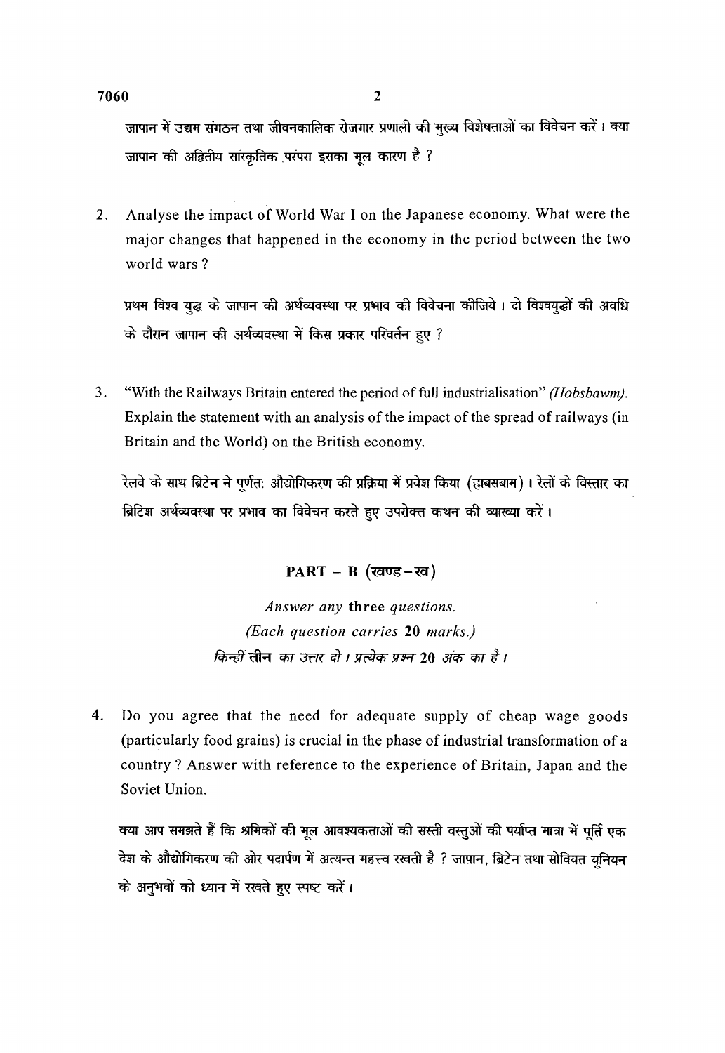जापान में उद्यम संगठन तथा जीवनकालिक रोजगार प्रणाली की मुख्य विशेषताओं का विवेचन करें। क्या जापान की अद्वितीय सांस्कृतिक परंपरा इसका मूल कारण है ?

2. Analyse the impact of World War I on the Japanese economy. What were the major changes that happened in the economy in the period between the two world wars ?

   प्रथम विश्व युद्ध के जापान की अर्थव्यवस्था पर प्रभाव की विवेचना कीजिये। दो विश्वयुद्धों की अवधि के दौरान जापान की अर्थव्यवस्था में किस प्रकार परिवर्तन हुए ?

3. "With the Railways Britain entered the period of full industrialisation" *(Hobsbawm)*. Explain the statement with an analysis of the impact of the spread of railways (in Britain and the World) on the British economy.

   रेलवे के साथ ब्रिटेन ने पूर्णत: औद्योगिकरण की प्रक्रिया में प्रवेश किया (ह्यबसबाम)। रेलों के विस्तार का ब्रिटिश अर्थव्यवस्था पर प्रभाव का विवेचन करते हुए उपरोक्त कथन की व्याख्या करें।

## PART – B (खण्ड–ख)

*Answer any* **three** *questions.*
*(Each question carries* **20** *marks.)*
*किन्हीं* **तीन** *का उत्तर दो। प्रत्येक प्रश्न* **20** *अंक का है।*

4. Do you agree that the need for adequate supply of cheap wage goods (particularly food grains) is crucial in the phase of industrial transformation of a country ? Answer with reference to the experience of Britain, Japan and the Soviet Union.

   क्या आप समझते हैं कि श्रमिकों की मूल आवश्यकताओं की सस्ती वस्तुओं की पर्याप्त मात्रा में पूर्ति एक देश के औद्योगिकरण की ओर पदार्पण में अत्यन्त महत्त्व रखती है ? जापान, ब्रिटेन तथा सोवियत यूनियन के अनुभवों को ध्यान में रखते हुए स्पष्ट करें।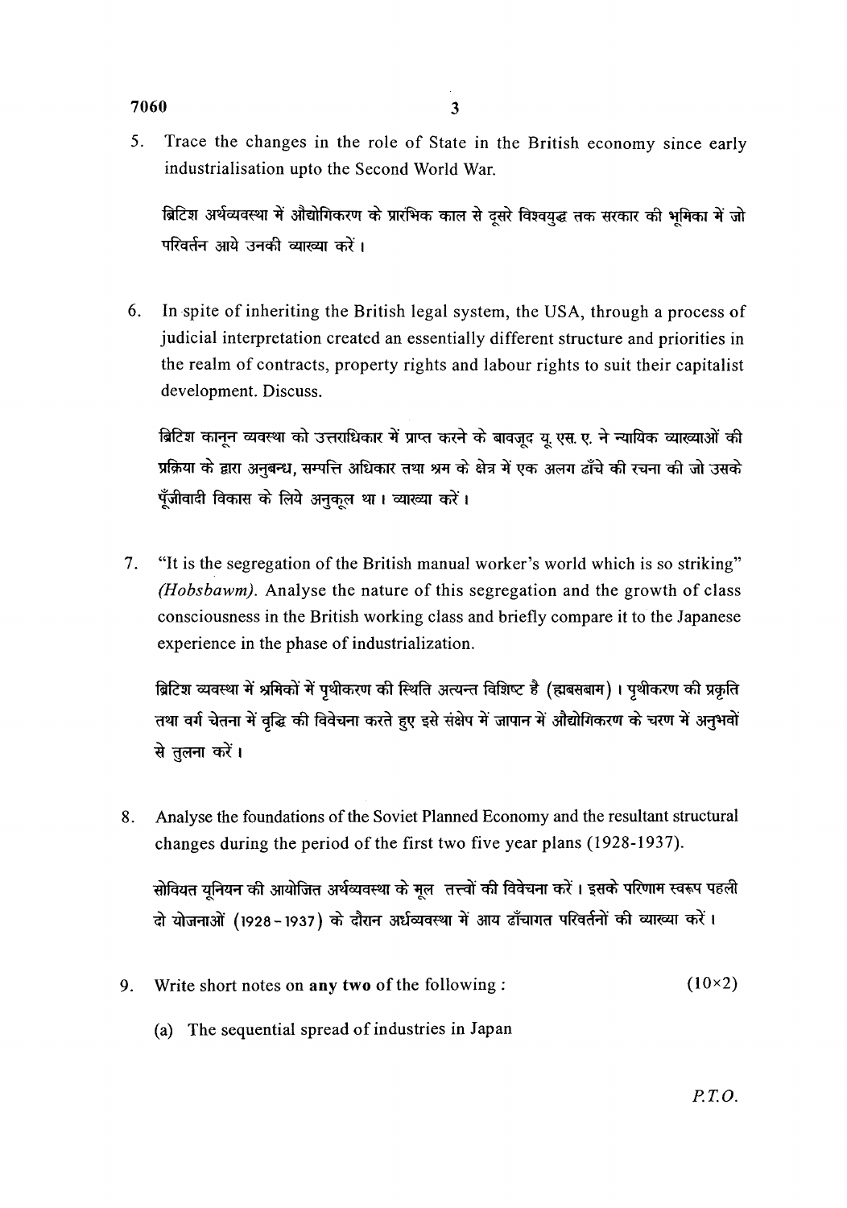5. Trace the changes in the role of State in the British economy since early industrialisation upto the Second World War.

   ब्रिटिश अर्थव्यवस्था में औद्योगिकरण के प्रारंभिक काल से दूसरे विश्वयुद्ध तक सरकार की भूमिका में जो परिवर्तन आये उनकी व्याख्या करें।

6. In spite of inheriting the British legal system, the USA, through a process of judicial interpretation created an essentially different structure and priorities in the realm of contracts, property rights and labour rights to suit their capitalist development. Discuss.

   ब्रिटिश कानून व्यवस्था को उत्तराधिकार में प्राप्त करने के बावजूद यू. एस. ए. ने न्यायिक व्याख्याओं की प्रक्रिया के द्वारा अनुबन्ध, सम्पत्ति अधिकार तथा श्रम के क्षेत्र में एक अलग ढाँचे की रचना की जो उसके पूँजीवादी विकास के लिये अनुकूल था। व्याख्या करें।

7. "It is the segregation of the British manual worker's world which is so striking" *(Hobsbawm)*. Analyse the nature of this segregation and the growth of class consciousness in the British working class and briefly compare it to the Japanese experience in the phase of industrialization.

   ब्रिटिश व्यवस्था में श्रमिकों में पृथीकरण की स्थिति अत्यन्त विशिष्ट है (ह्मबसबाम)। पृथीकरण की प्रकृति तथा वर्ग चेतना में वृद्धि की विवेचना करते हुए इसे संक्षेप में जापान में औद्योगिकरण के चरण में अनुभवों से तुलना करें।

8. Analyse the foundations of the Soviet Planned Economy and the resultant structural changes during the period of the first two five year plans (1928-1937).

   सोवियत यूनियन की आयोजित अर्थव्यवस्था के मूल तत्त्वों की विवेचना करें। इसके परिणाम स्वरूप पहली दो योजनाओं (1928-1937) के दौरान अर्थव्यवस्था में आय ढाँचागत परिवर्तनों की व्याख्या करें।

9. Write short notes on **any two** of the following : (10×2)

   (a) The sequential spread of industries in Japan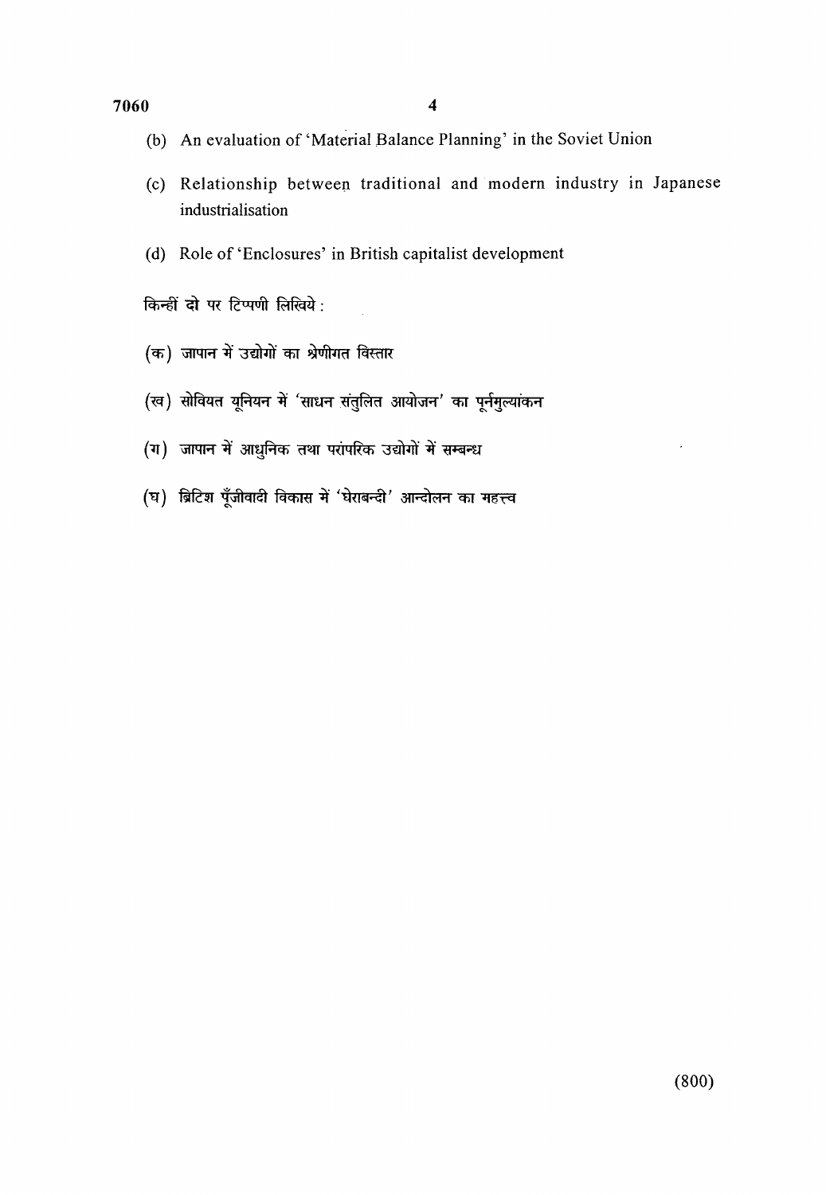(b) An evaluation of 'Material Balance Planning' in the Soviet Union

(c) Relationship between traditional and modern industry in Japanese industrialisation

(d) Role of 'Enclosures' in British capitalist development

किन्हीं **दो** पर टिप्पणी लिखिये :

(क) जापान में उद्योगों का श्रेणीगत विस्तार

(ख) सोवियत यूनियन में 'साधन संतुलित आयोजन' का पूर्नमुल्यांकन

(ग) जापान में आधुनिक तथा परांपरिक उद्योगों में सम्बन्ध

(घ) ब्रिटिश पूँजीवादी विकास में 'घेराबन्दी' आन्दोलन का महत्त्व

(800)